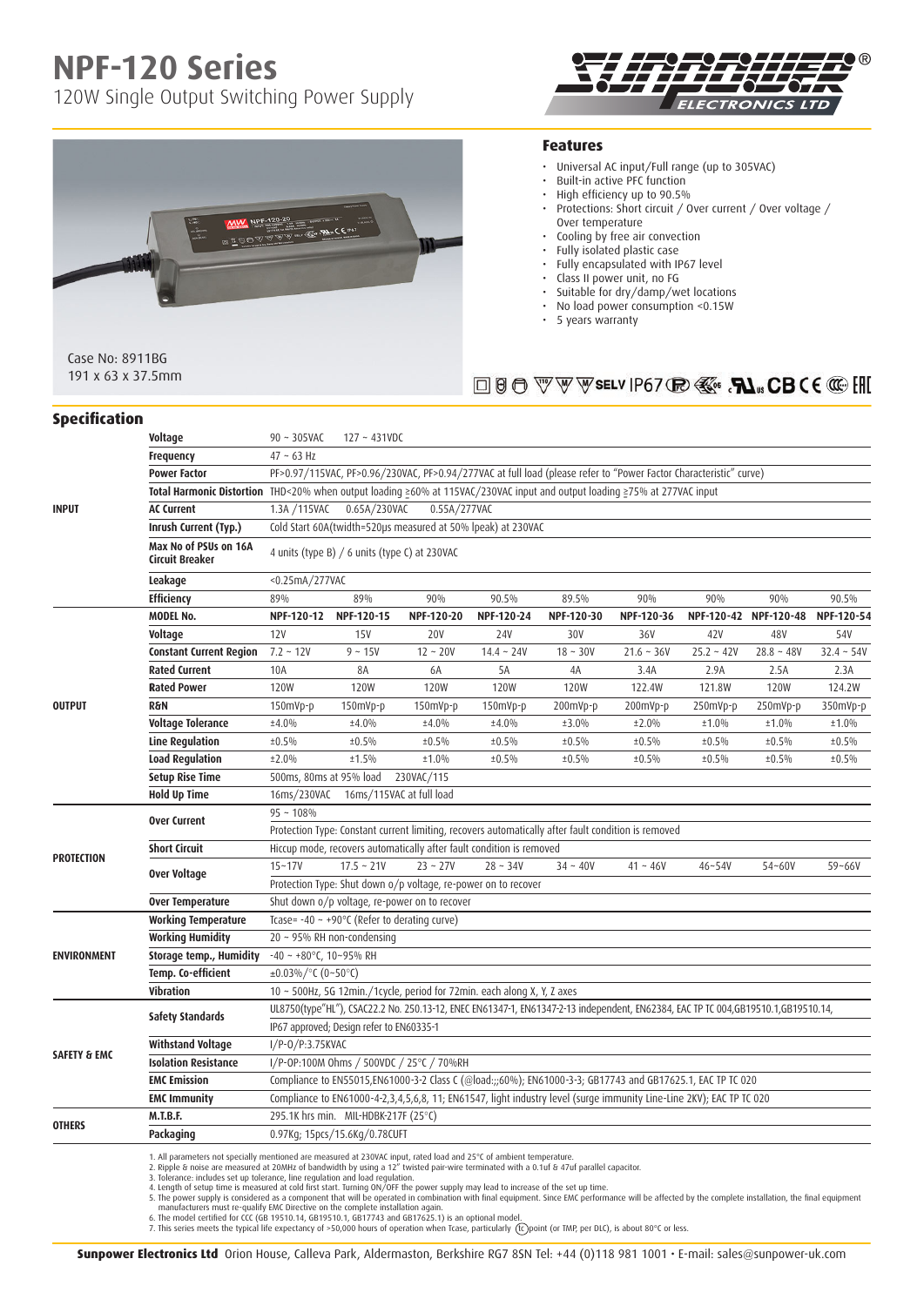# NPF-120 Series

120W Single Output Switching Power Supply

Case No: 8911BG
191 x 63 x 37.5mm

## Features

- Universal AC input/Full range (up to 305VAC)
- Built-in active PFC function
- High efficiency up to 90.5%
- Protections: Short circuit / Over current / Over voltage / Over temperature
- Cooling by free air convection
- Fully isolated plastic case
- Fully encapsulated with IP67 level
- Class II power unit, no FG
- Suitable for dry/damp/wet locations
- No load power consumption <0.15W
- 5 years warranty

## Specification

| | | | | | | | | | | |
|---|---|---|---|---|---|---|---|---|---|---|
| INPUT | Voltage | 90 ~ 305VAC 127 ~ 431VDC | | | | | | | | |
| | Frequency | 47 ~ 63 Hz | | | | | | | | |
| | Power Factor | PF>0.97/115VAC, PF>0.96/230VAC, PF>0.94/277VAC at full load (please refer to "Power Factor Characteristic" curve) | | | | | | | | |
| | Total Harmonic Distortion | THD<20% when output loading ≧60% at 115VAC/230VAC input and output loading ≧75% at 277VAC input | | | | | | | | |
| | AC Current | 1.3A /115VAC 0.65A/230VAC 0.55A/277VAC | | | | | | | | |
| | Inrush Current (Typ.) | Cold Start 60A(twidth=520μs measured at 50% Ipeak) at 230VAC | | | | | | | | |
| | Max No of PSUs on 16A Circuit Breaker | 4 units (type B) / 6 units (type C) at 230VAC | | | | | | | | |
| | Leakage | <0.25mA/277VAC | | | | | | | | |
| | Efficiency | 89% | 89% | 90% | 90.5% | 89.5% | 90% | 90% | 90% | 90.5% |
| OUTPUT | MODEL No. | NPF-120-12 | NPF-120-15 | NPF-120-20 | NPF-120-24 | NPF-120-30 | NPF-120-36 | NPF-120-42 | NPF-120-48 | NPF-120-54 |
| | Voltage | 12V | 15V | 20V | 24V | 30V | 36V | 42V | 48V | 54V |
| | Constant Current Region | 7.2 ~ 12V | 9 ~ 15V | 12 ~ 20V | 14.4 ~ 24V | 18 ~ 30V | 21.6 ~ 36V | 25.2 ~ 42V | 28.8 ~ 48V | 32.4 ~ 54V |
| | Rated Current | 10A | 8A | 6A | 5A | 4A | 3.4A | 2.9A | 2.5A | 2.3A |
| | Rated Power | 120W | 120W | 120W | 120W | 120W | 122.4W | 121.8W | 120W | 124.2W |
| | R&N | 150mVp-p | 150mVp-p | 150mVp-p | 150mVp-p | 200mVp-p | 200mVp-p | 250mVp-p | 250mVp-p | 350mVp-p |
| | Voltage Tolerance | ±4.0% | ±4.0% | ±4.0% | ±4.0% | ±3.0% | ±2.0% | ±1.0% | ±1.0% | ±1.0% |
| | Line Regulation | ±0.5% | ±0.5% | ±0.5% | ±0.5% | ±0.5% | ±0.5% | ±0.5% | ±0.5% | ±0.5% |
| | Load Regulation | ±2.0% | ±1.5% | ±1.0% | ±0.5% | ±0.5% | ±0.5% | ±0.5% | ±0.5% | ±0.5% |
| | Setup Rise Time | 500ms, 80ms at 95% load 230VAC/115 | | | | | | | | |
| | Hold Up Time | 16ms/230VAC 16ms/115VAC at full load | | | | | | | | |
| PROTECTION | Over Current | 95 ~ 108% | | | | | | | | |
| | | Protection Type: Constant current limiting, recovers automatically after fault condition is removed | | | | | | | | |
| | Short Circuit | Hiccup mode, recovers automatically after fault condition is removed | | | | | | | | |
| | Over Voltage | 15~17V | 17.5 ~ 21V | 23 ~ 27V | 28 ~ 34V | 34 ~ 40V | 41 ~ 46V | 46~54V | 54~60V | 59~66V |
| | | Protection Type: Shut down o/p voltage, re-power on to recover | | | | | | | | |
| | Over Temperature | Shut down o/p voltage, re-power on to recover | | | | | | | | |
| ENVIRONMENT | Working Temperature | Tcase= -40 ~ +90°C (Refer to derating curve) | | | | | | | | |
| | Working Humidity | 20 ~ 95% RH non-condensing | | | | | | | | |
| | Storage temp., Humidity | -40 ~ +80°C, 10~95% RH | | | | | | | | |
| | Temp. Co-efficient | ±0.03%/°C (0~50°C) | | | | | | | | |
| | Vibration | 10 ~ 500Hz, 5G 12min./1cycle, period for 72min. each along X, Y, Z axes | | | | | | | | |
| SAFETY & EMC | Safety Standards | UL8750(type"HL"), CSAC22.2 No. 250.13-12, ENEC EN61347-1, EN61347-2-13 independent, EN62384, EAC TP TC 004,GB19510.1,GB19510.14, | | | | | | | | |
| | | IP67 approved; Design refer to EN60335-1 | | | | | | | | |
| | Withstand Voltage | I/P-O/P:3.75KVAC | | | | | | | | |
| | Isolation Resistance | I/P-OP:100M Ohms / 500VDC / 25°C / 70%RH | | | | | | | | |
| | EMC Emission | Compliance to EN55015,EN61000-3-2 Class C (@load:;;60%); EN61000-3-3; GB17743 and GB17625.1, EAC TP TC 020 | | | | | | | | |
| | EMC Immunity | Compliance to EN61000-4-2,3,4,5,6,8, 11; EN61547, light industry level (surge immunity Line-Line 2KV); EAC TP TC 020 | | | | | | | | |
| OTHERS | M.T.B.F. | 295.1K hrs min. MIL-HDBK-217F (25°C) | | | | | | | | |
| | Packaging | 0.97Kg; 15pcs/15.6Kg/0.78CUFT | | | | | | | | |

1. All parameters not specially mentioned are measured at 230VAC input, rated load and 25°C of ambient temperature.
2. Ripple & noise are measured at 20MHz of bandwidth by using a 12" twisted pair-wire terminated with a 0.1uf & 47uf parallel capacitor.
3. Tolerance: includes set up tolerance, line regulation and load regulation.
4. Length of setup time is measured at cold first start. Turning ON/OFF the power supply may lead to increase of the set up time.
5. The power supply is considered as a component that will be operated in combination with final equipment. Since EMC performance will be affected by the complete installation, the final equipment manufacturers must re-qualify EMC Directive on the complete installation again.
6. The model certified for CCC (GB 19510.14, GB19510.1, GB17743 and GB17625.1) is an optional model.
7. This series meets the typical life expectancy of >50,000 hours of operation when Tcase, particularly (tc)point (or TMP, per DLC), is about 80°C or less.

**Sunpower Electronics Ltd** Orion House, Calleva Park, Aldermaston, Berkshire RG7 8SN Tel: +44 (0)118 981 1001 • E-mail: sales@sunpower-uk.com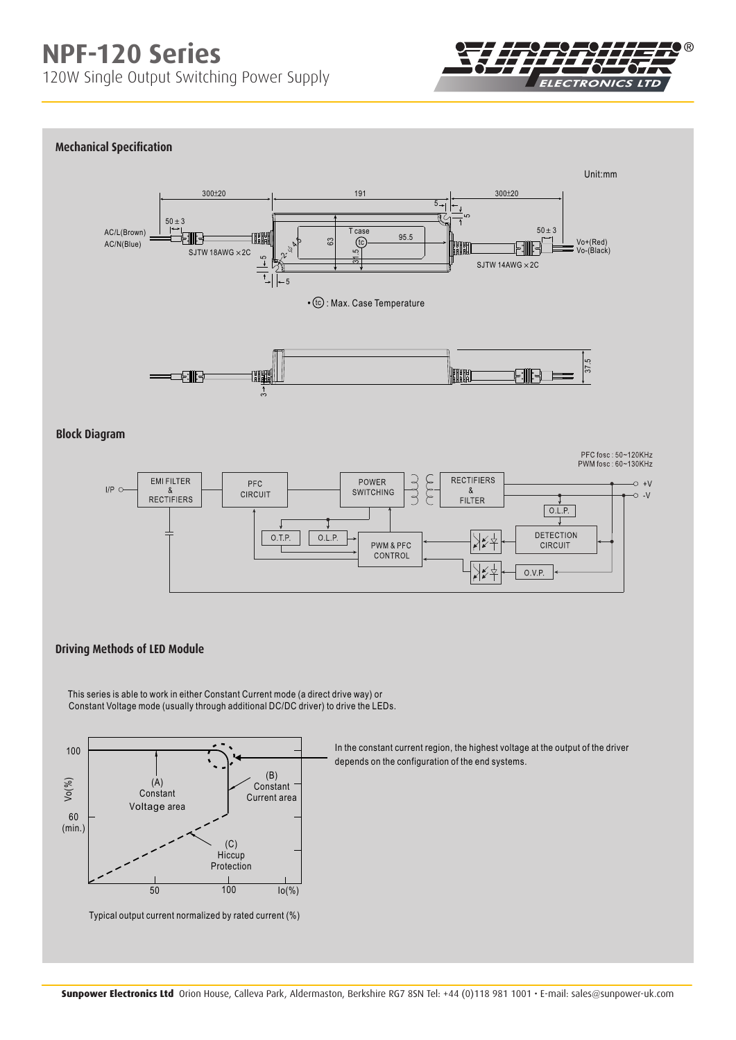## Mechanical Specification

Unit:mm

300±20 | 191 | 300±20

50 ± 3

AC/L(Brown)
AC/N(Blue)

SJTW 18AWG × 2C

T case

95.5

63

31.5

2-ϕ4.5

5

Vo+(Red)
Vo-(Black)

SJTW 14AWG × 2C

• (tc) : Max. Case Temperature

37.5

3

## Block Diagram

PFC fosc : 50~120KHz
PWM fosc : 60~130KHz

I/P → EMI FILTER & RECTIFIERS → PFC CIRCUIT → POWER SWITCHING → RECTIFIERS & FILTER → +V / -V

O.L.P. → DETECTION CIRCUIT

O.T.P. | O.L.P. | PWM & PFC CONTROL | O.V.P.

## Driving Methods of LED Module

This series is able to work in either Constant Current mode (a direct drive way) or Constant Voltage mode (usually through additional DC/DC driver) to drive the LEDs.

In the constant current region, the highest voltage at the output of the driver depends on the configuration of the end systems.

Vo(%): 100, 60 (min.)

(A) Constant Voltage area

(B) Constant Current area

(C) Hiccup Protection

Io(%): 50, 100

Typical output current normalized by rated current (%)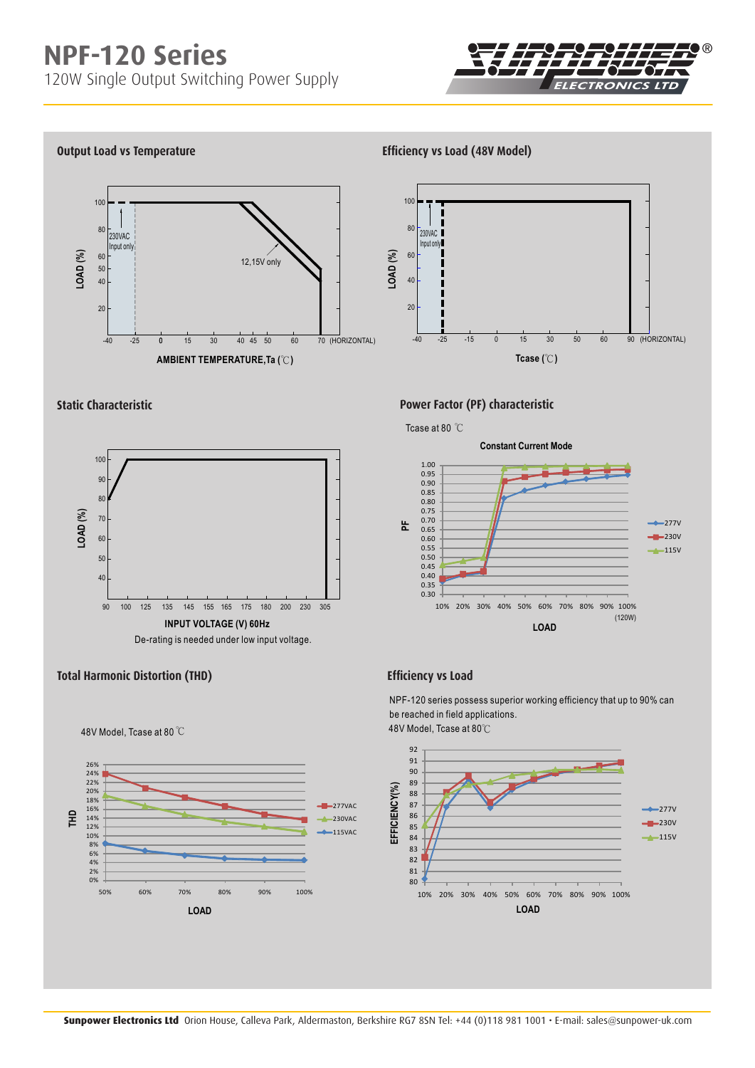# NPF-120 Series

120W Single Output Switching Power Supply

## Output Load vs Temperature

LOAD (%)

100
80
60
50
40
20

230VAC
Input only

12,15V only

-40 -25 0 15 30 40 45 50 60 70 (HORIZONTAL)

AMBIENT TEMPERATURE,Ta (℃)

## Efficiency vs Load (48V Model)

LOAD (%)

100
80
60
40
20

230VAC
Input only

-40 -25 -15 0 15 30 50 60 90 (HORIZONTAL)

Tcase (℃)

## Static Characteristic

LOAD (%)

100
90
80
70
60
50
40

90 100 125 135 145 155 165 175 180 200 230 305

INPUT VOLTAGE (V) 60Hz

De-rating is needed under low input voltage.

## Power Factor (PF) characteristic

Tcase at 80 ℃

Constant Current Mode

PF

1.00
0.95
0.90
0.85
0.80
0.75
0.70
0.65
0.60
0.55
0.50
0.45
0.40
0.35
0.30

10% 20% 30% 40% 50% 60% 70% 80% 90% 100% (120W)

LOAD

277V
230V
115V

## Total Harmonic Distortion (THD)

48V Model, Tcase at 80 ℃

THD

26%
24%
22%
20%
18%
16%
14%
12%
10%
8%
6%
4%
2%
0%

50% 60% 70% 80% 90% 100%

LOAD

277VAC
230VAC
115VAC

## Efficiency vs Load

NPF-120 series possess superior working efficiency that up to 90% can be reached in field applications.

48V Model, Tcase at 80℃

EFFICIENCY(%)

92
91
90
89
88
87
86
85
84
83
82
81
80

10% 20% 30% 40% 50% 60% 70% 80% 90% 100%

LOAD

277V
230V
115V

**Sunpower Electronics Ltd** Orion House, Calleva Park, Aldermaston, Berkshire RG7 8SN Tel: +44 (0)118 981 1001 • E-mail: sales@sunpower-uk.com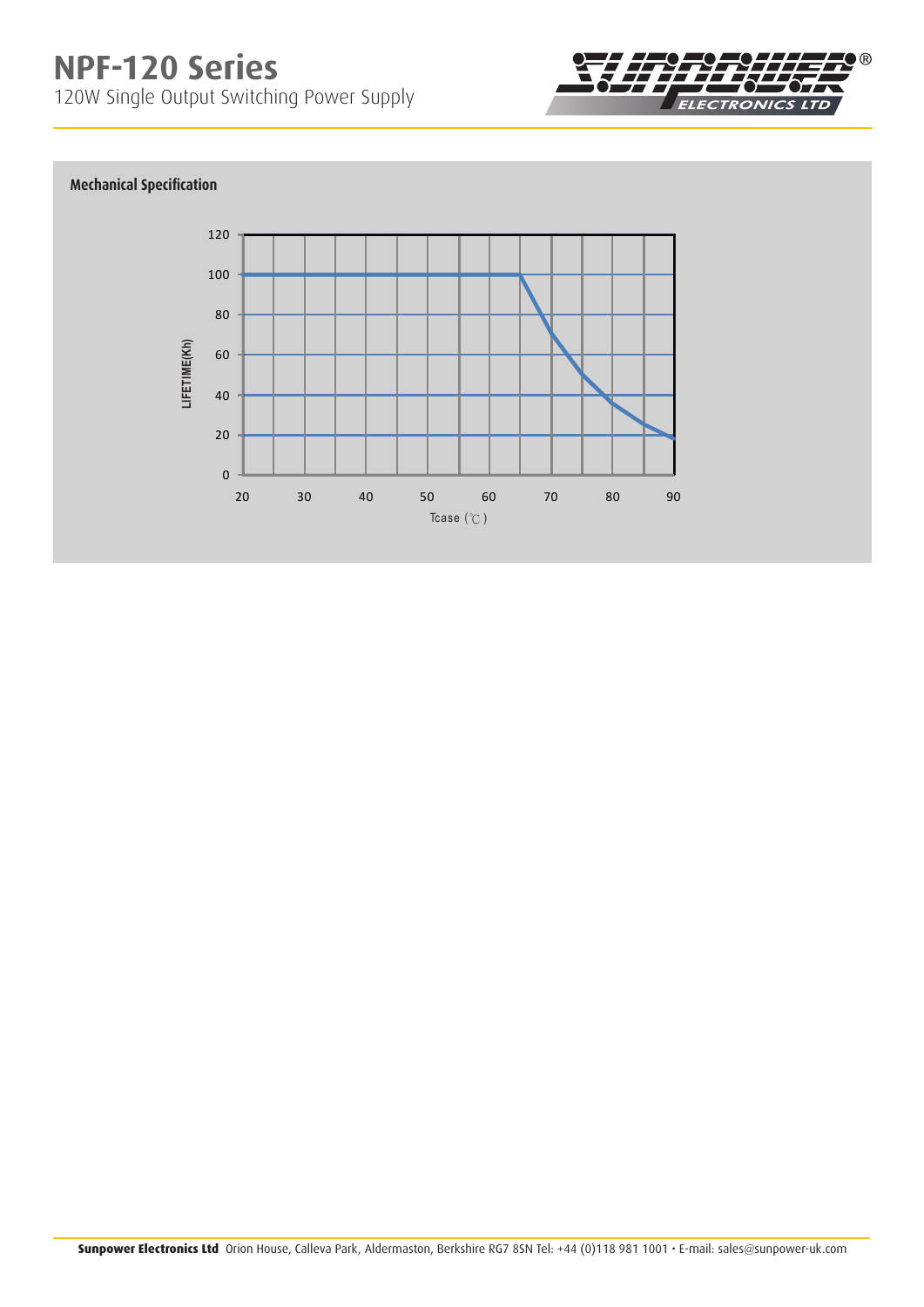# NPF-120 Series

120W Single Output Switching Power Supply

## Mechanical Specification

LIFETIME(Kh)

120
100
80
60
40
20
0

20 30 40 50 60 70 80 90

Tcase (℃)